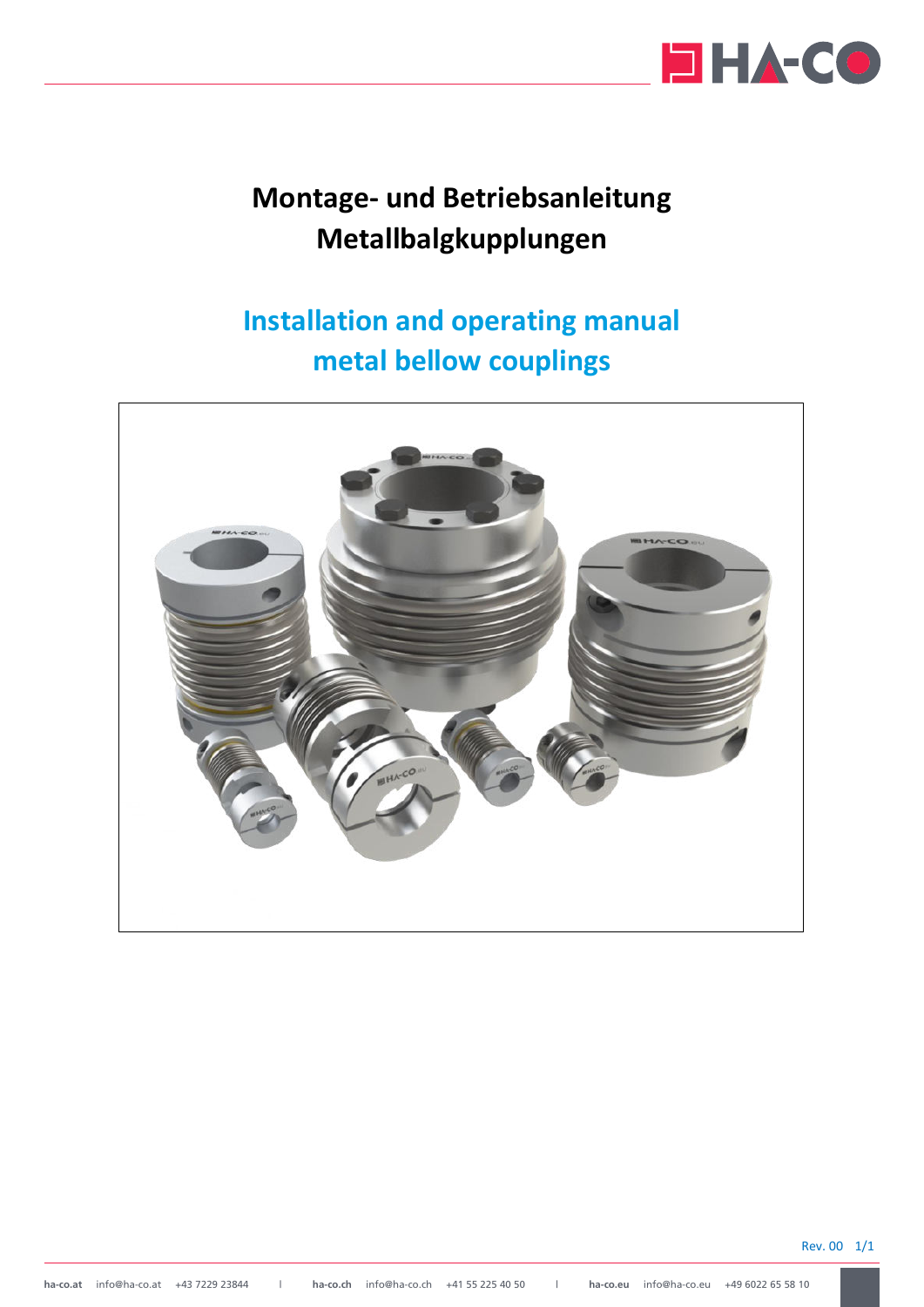# Montage- und Betriebsanleitung Metallbalgkupplungen

# Installation and operating manual metal bellow couplings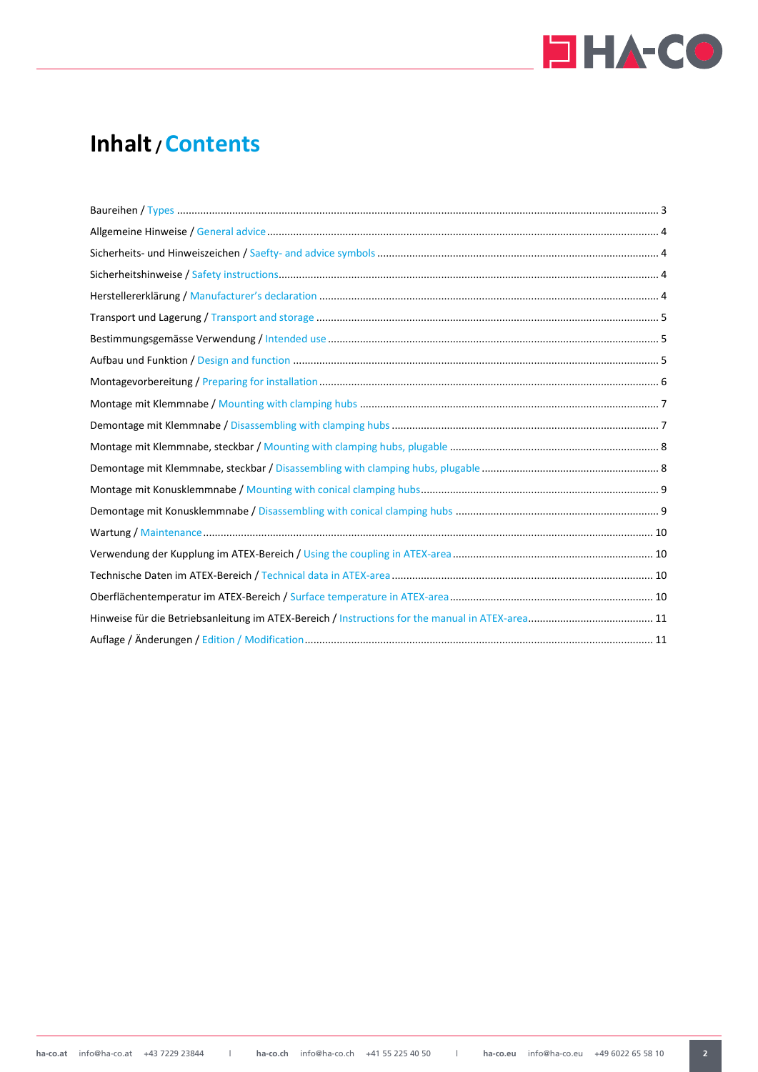# Inhalt / Contents

Baureihen / Types ........................................................................................................................................................... 3

Allgemeine Hinweise / General advice ............................................................................................................................. 4

Sicherheits- und Hinweiszeichen / Saefty- and advice symbols ........................................................................................ 4

Sicherheitshinweise / Safety instructions.......................................................................................................................... 4

Herstellererklärung / Manufacturer's declaration ............................................................................................................ 4

Transport und Lagerung / Transport and storage ............................................................................................................. 5

Bestimmungsgemässe Verwendung / Intended use ......................................................................................................... 5

Aufbau und Funktion / Design and function ..................................................................................................................... 5

Montagevorbereitung / Preparing for installation ............................................................................................................ 6

Montage mit Klemmnabe / Mounting with clamping hubs .............................................................................................. 7

Demontage mit Klemmnabe / Disassembling with clamping hubs ................................................................................... 7

Montage mit Klemmnabe, steckbar / Mounting with clamping hubs, plugable ............................................................... 8

Demontage mit Klemmnabe, steckbar / Disassembling with clamping hubs, plugable .................................................... 8

Montage mit Konusklemmnabe / Mounting with conical clamping hubs.......................................................................... 9

Demontage mit Konusklemmnabe / Disassembling with conical clamping hubs .............................................................. 9

Wartung / Maintenance.................................................................................................................................................. 10

Verwendung der Kupplung im ATEX-Bereich / Using the coupling in ATEX-area ............................................................. 10

Technische Daten im ATEX-Bereich / Technical data in ATEX-area .................................................................................. 10

Oberflächentemperatur im ATEX-Bereich / Surface temperature in ATEX-area .............................................................. 10

Hinweise für die Betriebsanleitung im ATEX-Bereich / Instructions for the manual in ATEX-area................................... 11

Auflage / Änderungen / Edition / Modification............................................................................................................... 11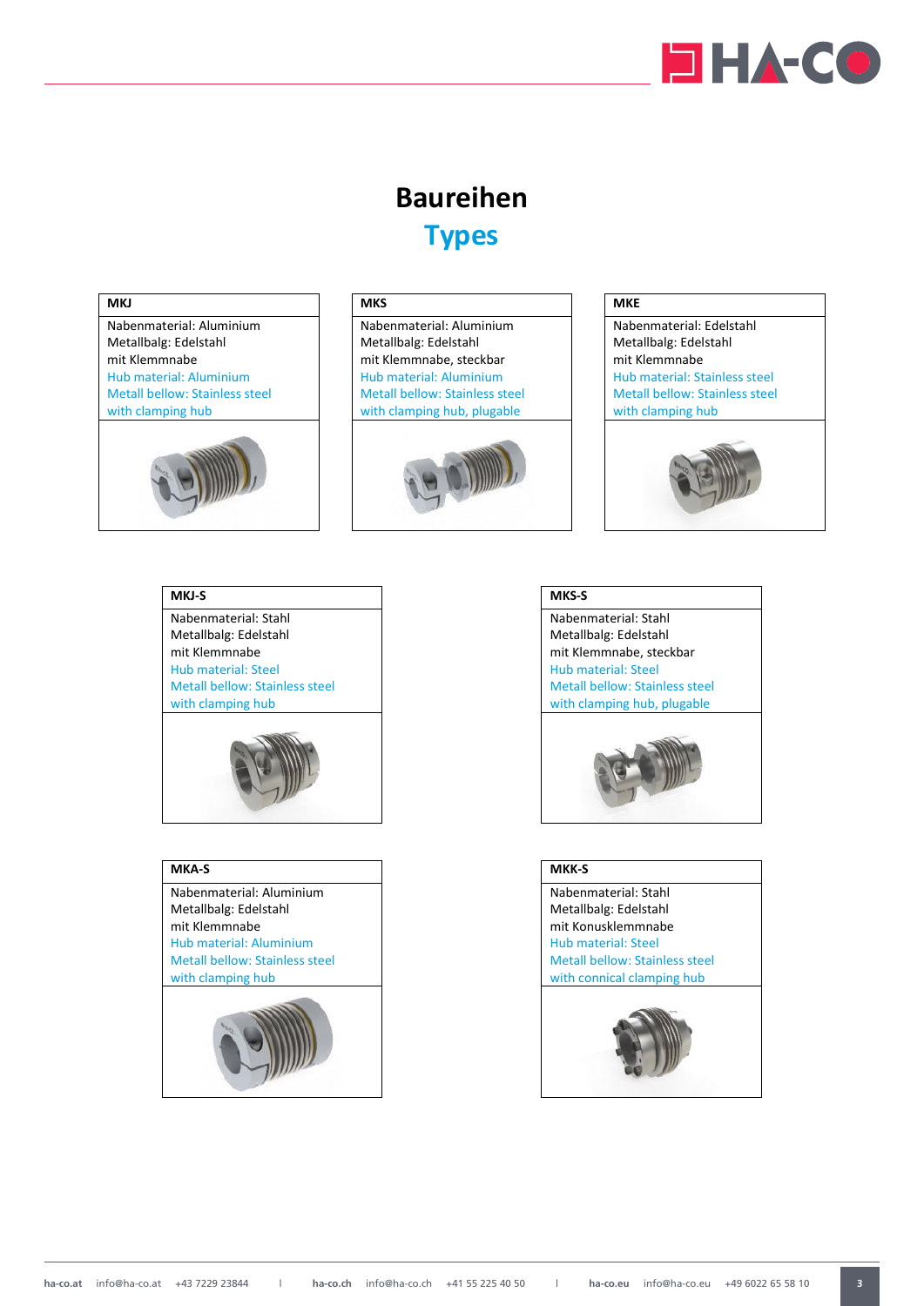# Baureihen

## Types

| MKJ |
|---|
| Nabenmaterial: Aluminium<br>Metallbalg: Edelstahl<br>mit Klemmnabe<br>Hub material: Aluminium<br>Metall bellow: Stainless steel<br>with clamping hub |

| MKS |
|---|
| Nabenmaterial: Aluminium<br>Metallbalg: Edelstahl<br>mit Klemmnabe, steckbar<br>Hub material: Aluminium<br>Metall bellow: Stainless steel<br>with clamping hub, plugable |

| MKE |
|---|
| Nabenmaterial: Edelstahl<br>Metallbalg: Edelstahl<br>mit Klemmnabe<br>Hub material: Stainless steel<br>Metall bellow: Stainless steel<br>with clamping hub |

| MKJ-S |
|---|
| Nabenmaterial: Stahl<br>Metallbalg: Edelstahl<br>mit Klemmnabe<br>Hub material: Steel<br>Metall bellow: Stainless steel<br>with clamping hub |

| MKS-S |
|---|
| Nabenmaterial: Stahl<br>Metallbalg: Edelstahl<br>mit Klemmnabe, steckbar<br>Hub material: Steel<br>Metall bellow: Stainless steel<br>with clamping hub, plugable |

| MKA-S |
|---|
| Nabenmaterial: Aluminium<br>Metallbalg: Edelstahl<br>mit Klemmnabe<br>Hub material: Aluminium<br>Metall bellow: Stainless steel<br>with clamping hub |

| MKK-S |
|---|
| Nabenmaterial: Stahl<br>Metallbalg: Edelstahl<br>mit Konusklemmnabe<br>Hub material: Steel<br>Metall bellow: Stainless steel<br>with connical clamping hub |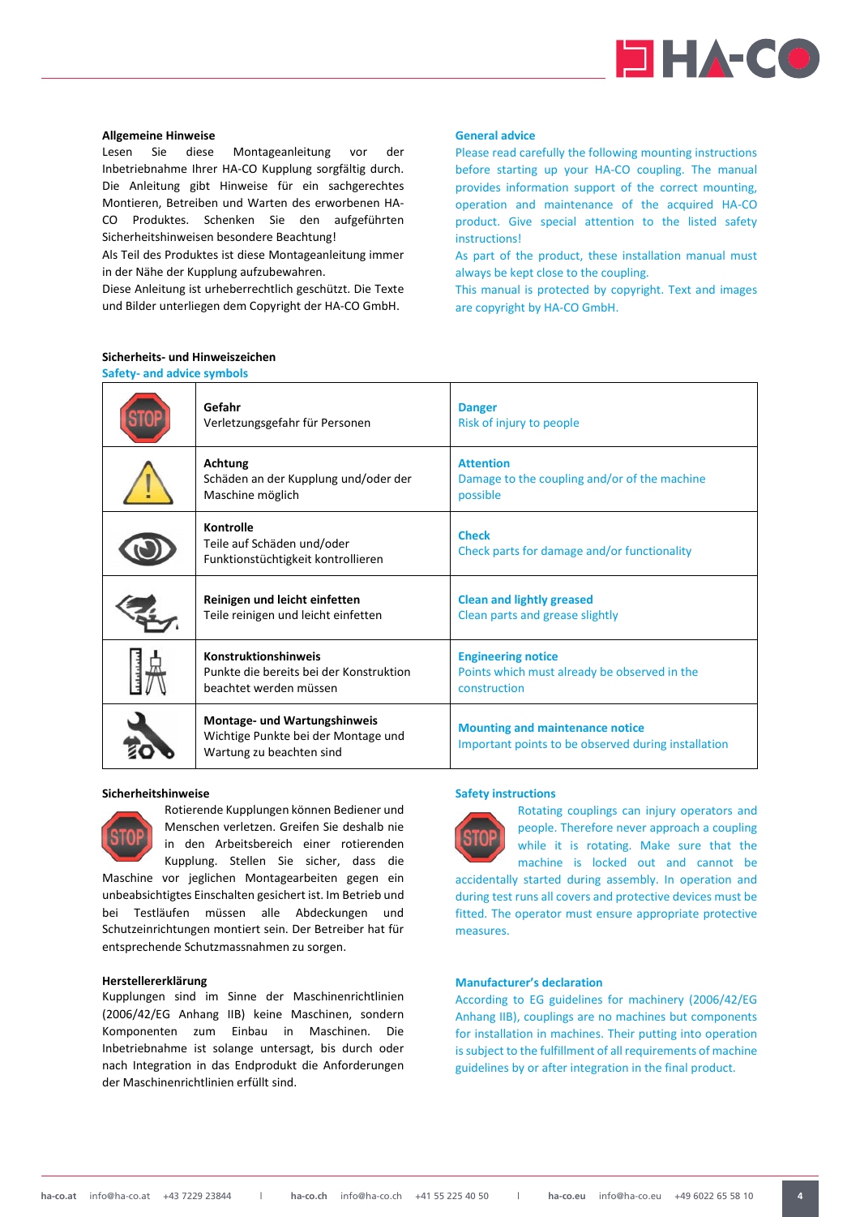**Allgemeine Hinweise**

Lesen Sie diese Montageanleitung vor der Inbetriebnahme Ihrer HA-CO Kupplung sorgfältig durch. Die Anleitung gibt Hinweise für ein sachgerechtes Montieren, Betreiben und Warten des erworbenen HA-CO Produktes. Schenken Sie den aufgeführten Sicherheitshinweisen besondere Beachtung!

Als Teil des Produktes ist diese Montageanleitung immer in der Nähe der Kupplung aufzubewahren.

Diese Anleitung ist urheberrechtlich geschützt. Die Texte und Bilder unterliegen dem Copyright der HA-CO GmbH.

**General advice**

Please read carefully the following mounting instructions before starting up your HA-CO coupling. The manual provides information support of the correct mounting, operation and maintenance of the acquired HA-CO product. Give special attention to the listed safety instructions!

As part of the product, these installation manual must always be kept close to the coupling.

This manual is protected by copyright. Text and images are copyright by HA-CO GmbH.

**Sicherheits- und Hinweiszeichen**
**Safety- and advice symbols**

| Symbol | Deutsch | English |
|---|---|---|
| STOP | **Gefahr**<br>Verletzungsgefahr für Personen | **Danger**<br>Risk of injury to people |
| ⚠ | **Achtung**<br>Schäden an der Kupplung und/oder der Maschine möglich | **Attention**<br>Damage to the coupling and/or of the machine possible |
| 👁 | **Kontrolle**<br>Teile auf Schäden und/oder Funktionstüchtigkeit kontrollieren | **Check**<br>Check parts for damage and/or functionality |
| | **Reinigen und leicht einfetten**<br>Teile reinigen und leicht einfetten | **Clean and lightly greased**<br>Clean parts and grease slightly |
| | **Konstruktionshinweis**<br>Punkte die bereits bei der Konstruktion beachtet werden müssen | **Engineering notice**<br>Points which must already be observed in the construction |
| | **Montage- und Wartungshinweis**<br>Wichtige Punkte bei der Montage und Wartung zu beachten sind | **Mounting and maintenance notice**<br>Important points to be observed during installation |

**Sicherheitshinweise**

Rotierende Kupplungen können Bediener und Menschen verletzen. Greifen Sie deshalb nie in den Arbeitsbereich einer rotierenden Kupplung. Stellen Sie sicher, dass die Maschine vor jeglichen Montagearbeiten gegen ein unbeabsichtigtes Einschalten gesichert ist. Im Betrieb und bei Testläufen müssen alle Abdeckungen und Schutzeinrichtungen montiert sein. Der Betreiber hat für entsprechende Schutzmassnahmen zu sorgen.

**Safety instructions**

Rotating couplings can injury operators and people. Therefore never approach a coupling while it is rotating. Make sure that the machine is locked out and cannot be accidentally started during assembly. In operation and during test runs all covers and protective devices must be fitted. The operator must ensure appropriate protective measures.

**Herstellererklärung**

Kupplungen sind im Sinne der Maschinenrichtlinien (2006/42/EG Anhang IIB) keine Maschinen, sondern Komponenten zum Einbau in Maschinen. Die Inbetriebnahme ist solange untersagt, bis durch oder nach Integration in das Endprodukt die Anforderungen der Maschinenrichtlinien erfüllt sind.

**Manufacturer's declaration**

According to EG guidelines for machinery (2006/42/EG Anhang IIB), couplings are no machines but components for installation in machines. Their putting into operation is subject to the fulfillment of all requirements of machine guidelines by or after integration in the final product.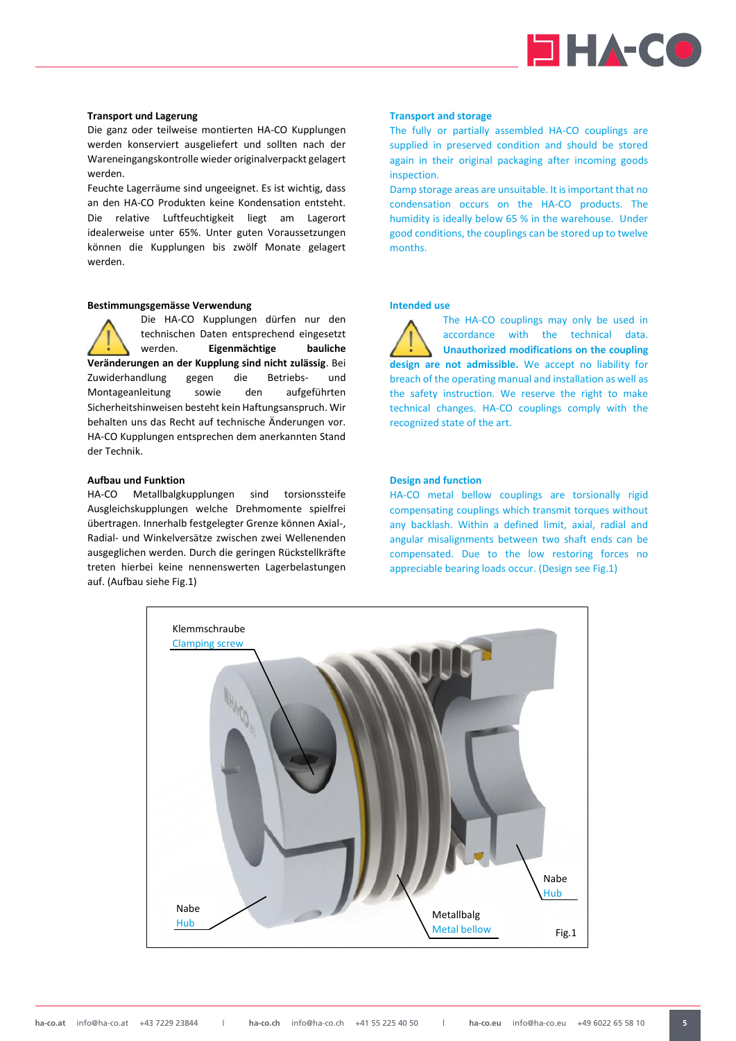### Transport und Lagerung

Die ganz oder teilweise montierten HA-CO Kupplungen werden konserviert ausgeliefert und sollten nach der Wareneingangskontrolle wieder originalverpackt gelagert werden.

Feuchte Lagerräume sind ungeeignet. Es ist wichtig, dass an den HA-CO Produkten keine Kondensation entsteht. Die relative Luftfeuchtigkeit liegt am Lagerort idealerweise unter 65%. Unter guten Voraussetzungen können die Kupplungen bis zwölf Monate gelagert werden.

### Transport and storage

The fully or partially assembled HA-CO couplings are supplied in preserved condition and should be stored again in their original packaging after incoming goods inspection.

Damp storage areas are unsuitable. It is important that no condensation occurs on the HA-CO products. The humidity is ideally below 65 % in the warehouse. Under good conditions, the couplings can be stored up to twelve months.

### Bestimmungsgemässe Verwendung

Die HA-CO Kupplungen dürfen nur den technischen Daten entsprechend eingesetzt werden. **Eigenmächtige bauliche Veränderungen an der Kupplung sind nicht zulässig**. Bei Zuwiderhandlung gegen die Betriebs- und Montageanleitung sowie den aufgeführten Sicherheitshinweisen besteht kein Haftungsanspruch. Wir behalten uns das Recht auf technische Änderungen vor. HA-CO Kupplungen entsprechen dem anerkannten Stand der Technik.

### Intended use

The HA-CO couplings may only be used in accordance with the technical data. **Unauthorized modifications on the coupling design are not admissible.** We accept no liability for breach of the operating manual and installation as well as the safety instruction. We reserve the right to make technical changes. HA-CO couplings comply with the recognized state of the art.

### Aufbau und Funktion

HA-CO Metallbalgkupplungen sind torsionssteife Ausgleichskupplungen welche Drehmomente spielfrei übertragen. Innerhalb festgelegter Grenze können Axial-, Radial- und Winkelversätze zwischen zwei Wellenenden ausgeglichen werden. Durch die geringen Rückstellkräfte treten hierbei keine nennenswerten Lagerbelastungen auf. (Aufbau siehe Fig.1)

### Design and function

HA-CO metal bellow couplings are torsionally rigid compensating couplings which transmit torques without any backlash. Within a defined limit, axial, radial and angular misalignments between two shaft ends can be compensated. Due to the low restoring forces no appreciable bearing loads occur. (Design see Fig.1)

Klemmschraube / Clamping screw

Nabe / Hub

Metallbalg / Metal bellow

Nabe / Hub

Fig.1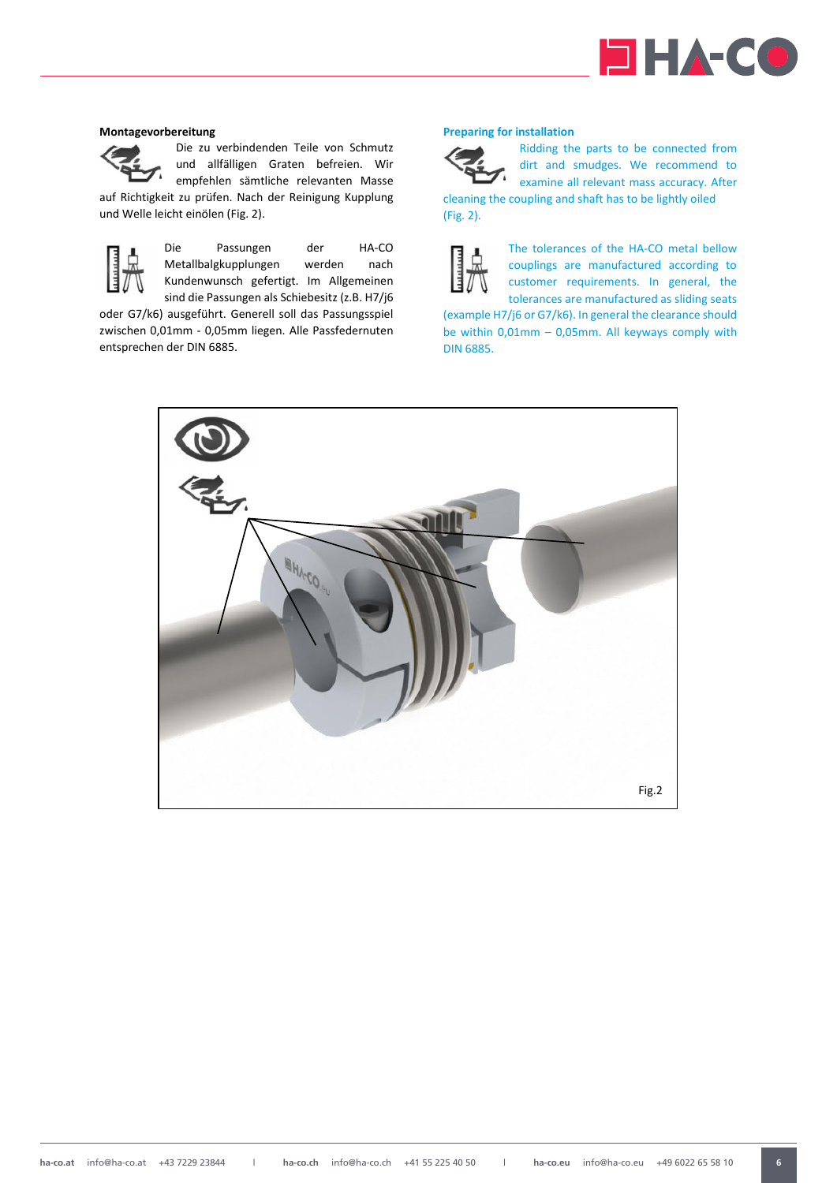**Montagevorbereitung**

Die zu verbindenden Teile von Schmutz und allfälligen Graten befreien. Wir empfehlen sämtliche relevanten Masse auf Richtigkeit zu prüfen. Nach der Reinigung Kupplung und Welle leicht einölen (Fig. 2).

Die Passungen der HA-CO Metallbalgkupplungen werden nach Kundenwunsch gefertigt. Im Allgemeinen sind die Passungen als Schiebesitz (z.B. H7/j6 oder G7/k6) ausgeführt. Generell soll das Passungsspiel zwischen 0,01mm - 0,05mm liegen. Alle Passfedernuten entsprechen der DIN 6885.

**Preparing for installation**

Ridding the parts to be connected from dirt and smudges. We recommend to examine all relevant mass accuracy. After cleaning the coupling and shaft has to be lightly oiled (Fig. 2).

The tolerances of the HA-CO metal bellow couplings are manufactured according to customer requirements. In general, the tolerances are manufactured as sliding seats (example H7/j6 or G7/k6). In general the clearance should be within 0,01mm – 0,05mm. All keyways comply with DIN 6885.

Fig.2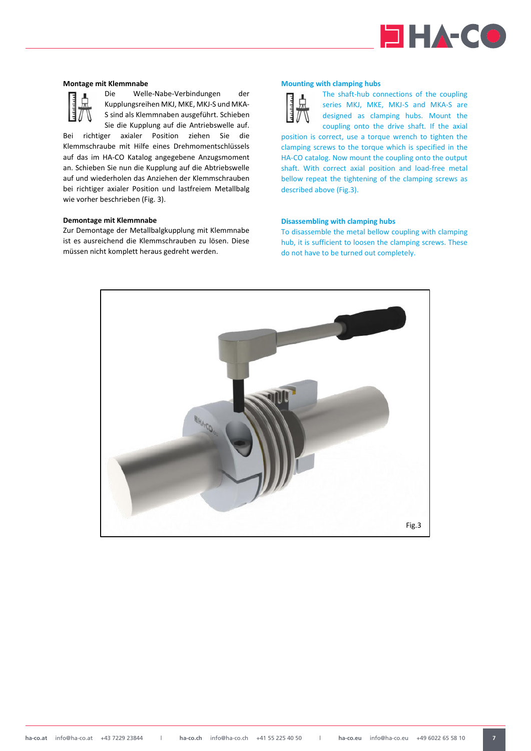#### Montage mit Klemmnabe

Die Welle-Nabe-Verbindungen der Kupplungsreihen MKJ, MKE, MKJ-S und MKA-S sind als Klemmnaben ausgeführt. Schieben Sie die Kupplung auf die Antriebswelle auf. Bei richtiger axialer Position ziehen Sie die Klemmschraube mit Hilfe eines Drehmomentschlüssels auf das im HA-CO Katalog angegebene Anzugsmoment an. Schieben Sie nun die Kupplung auf die Abtriebswelle auf und wiederholen das Anziehen der Klemmschrauben bei richtiger axialer Position und lastfreiem Metallbalg wie vorher beschrieben (Fig. 3).

#### Demontage mit Klemmnabe

Zur Demontage der Metallbalgkupplung mit Klemmnabe ist es ausreichend die Klemmschrauben zu lösen. Diese müssen nicht komplett heraus gedreht werden.

#### Mounting with clamping hubs

The shaft-hub connections of the coupling series MKJ, MKE, MKJ-S and MKA-S are designed as clamping hubs. Mount the coupling onto the drive shaft. If the axial position is correct, use a torque wrench to tighten the clamping screws to the torque which is specified in the HA-CO catalog. Now mount the coupling onto the output shaft. With correct axial position and load-free metal bellow repeat the tightening of the clamping screws as described above (Fig.3).

#### Disassembling with clamping hubs

To disassemble the metal bellow coupling with clamping hub, it is sufficient to loosen the clamping screws. These do not have to be turned out completely.

Fig.3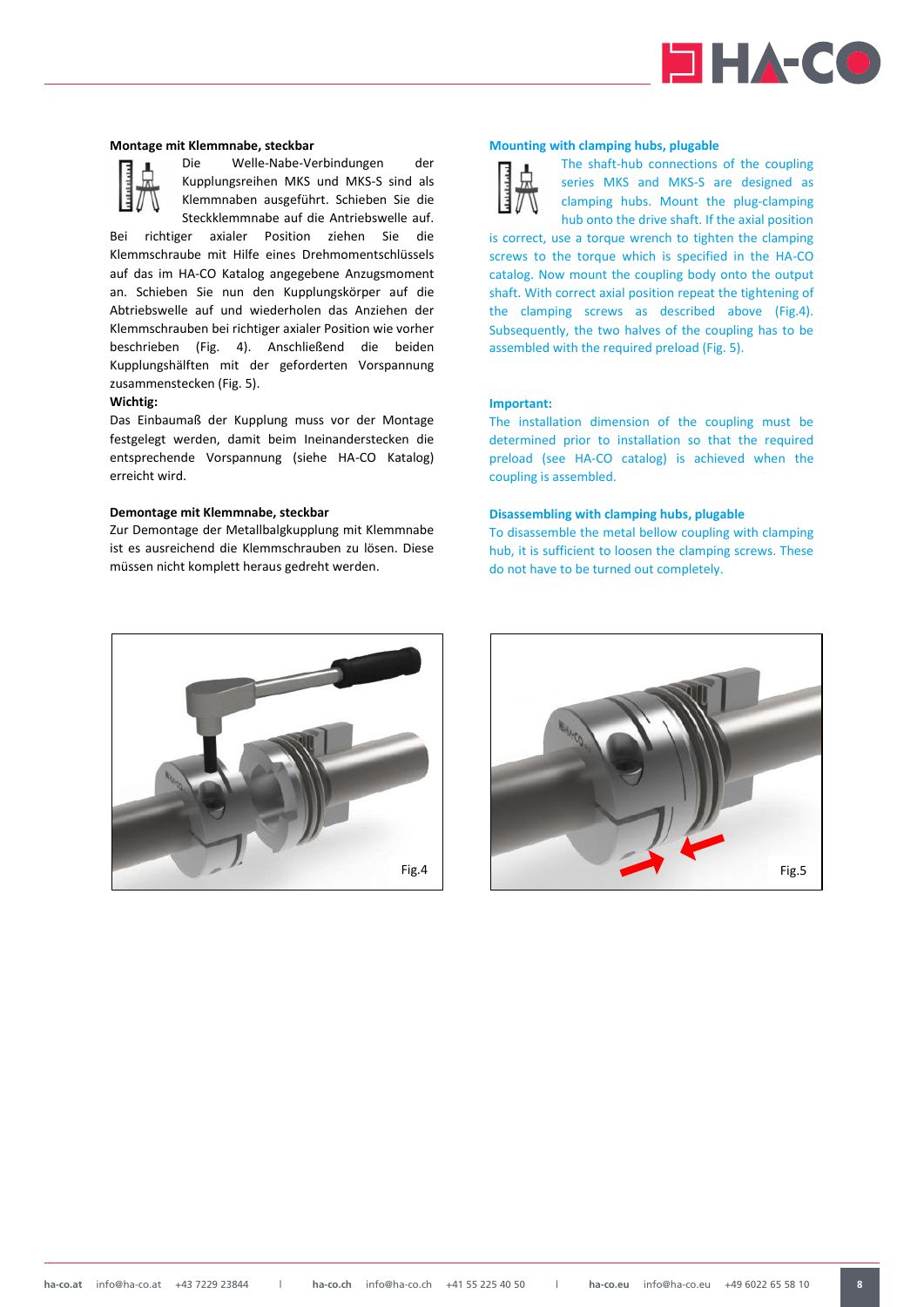### Montage mit Klemmnabe, steckbar

Die Welle-Nabe-Verbindungen der Kupplungsreihen MKS und MKS-S sind als Klemmnaben ausgeführt. Schieben Sie die Steckklemmnabe auf die Antriebswelle auf. Bei richtiger axialer Position ziehen Sie die Klemmschraube mit Hilfe eines Drehmomentschlüssels auf das im HA-CO Katalog angegebene Anzugsmoment an. Schieben Sie nun den Kupplungskörper auf die Abtriebswelle auf und wiederholen das Anziehen der Klemmschrauben bei richtiger axialer Position wie vorher beschrieben (Fig. 4). Anschließend die beiden Kupplungshälften mit der geforderten Vorspannung zusammenstecken (Fig. 5).

**Wichtig:**

Das Einbaumaß der Kupplung muss vor der Montage festgelegt werden, damit beim Ineinanderstecken die entsprechende Vorspannung (siehe HA-CO Katalog) erreicht wird.

### Demontage mit Klemmnabe, steckbar

Zur Demontage der Metallbalgkupplung mit Klemmnabe ist es ausreichend die Klemmschrauben zu lösen. Diese müssen nicht komplett heraus gedreht werden.

### Mounting with clamping hubs, plugable

The shaft-hub connections of the coupling series MKS and MKS-S are designed as clamping hubs. Mount the plug-clamping hub onto the drive shaft. If the axial position is correct, use a torque wrench to tighten the clamping screws to the torque which is specified in the HA-CO catalog. Now mount the coupling body onto the output shaft. With correct axial position repeat the tightening of the clamping screws as described above (Fig.4). Subsequently, the two halves of the coupling has to be assembled with the required preload (Fig. 5).

**Important:**

The installation dimension of the coupling must be determined prior to installation so that the required preload (see HA-CO catalog) is achieved when the coupling is assembled.

### Disassembling with clamping hubs, plugable

To disassemble the metal bellow coupling with clamping hub, it is sufficient to loosen the clamping screws. These do not have to be turned out completely.

Fig.4

Fig.5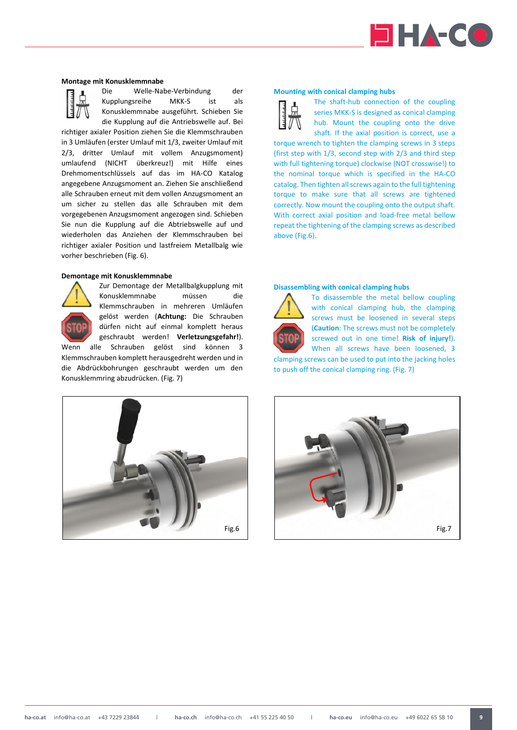### Montage mit Konusklemmnabe

Die Welle-Nabe-Verbindung der Kupplungsreihe MKK-S ist als Konusklemmnabe ausgeführt. Schieben Sie die Kupplung auf die Antriebswelle auf. Bei richtiger axialer Position ziehen Sie die Klemmschrauben in 3 Umläufen (erster Umlauf mit 1/3, zweiter Umlauf mit 2/3, dritter Umlauf mit vollem Anzugsmoment) umlaufend (NICHT überkreuz!) mit Hilfe eines Drehmomentschlüssels auf das im HA-CO Katalog angegebene Anzugsmoment an. Ziehen Sie anschließend alle Schrauben erneut mit dem vollen Anzugsmoment an um sicher zu stellen das alle Schrauben mit dem vorgegebenen Anzugsmoment angezogen sind. Schieben Sie nun die Kupplung auf die Abtriebswelle auf und wiederholen das Anziehen der Klemmschrauben bei richtiger axialer Position und lastfreiem Metallbalg wie vorher beschrieben (Fig. 6).

### Demontage mit Konusklemmnabe

Zur Demontage der Metallbalgkupplung mit Konusklemmnabe müssen die Klemmschrauben in mehreren Umläufen gelöst werden (**Achtung:** Die Schrauben dürfen nicht auf einmal komplett heraus geschraubt werden! **Verletzungsgefahr!**). Wenn alle Schrauben gelöst sind können 3 Klemmschrauben komplett herausgedreht werden und in die Abdrückbohrungen geschraubt werden um den Konusklemmring abzudrücken. (Fig. 7)

### Mounting with conical clamping hubs

The shaft-hub connection of the coupling series MKK-S is designed as conical clamping hub. Mount the coupling onto the drive shaft. If the axial position is correct, use a torque wrench to tighten the clamping screws in 3 steps (first step with 1/3, second step with 2/3 and third step with full tightening torque) clockwise (NOT crosswise!) to the nominal torque which is specified in the HA-CO catalog. Then tighten all screws again to the full tightening torque to make sure that all screws are tightened correctly. Now mount the coupling onto the output shaft. With correct axial position and load-free metal bellow repeat the tightening of the clamping screws as described above (Fig.6).

### Disassembling with conical clamping hubs

To disassemble the metal bellow coupling with conical clamping hub, the clamping screws must be loosened in several steps (**Caution**: The screws must not be completely screwed out in one time! **Risk of injury!**). When all screws have been loosened, 3 clamping screws can be used to put into the jacking holes to push off the conical clamping ring. (Fig. 7)

Fig.6

Fig.7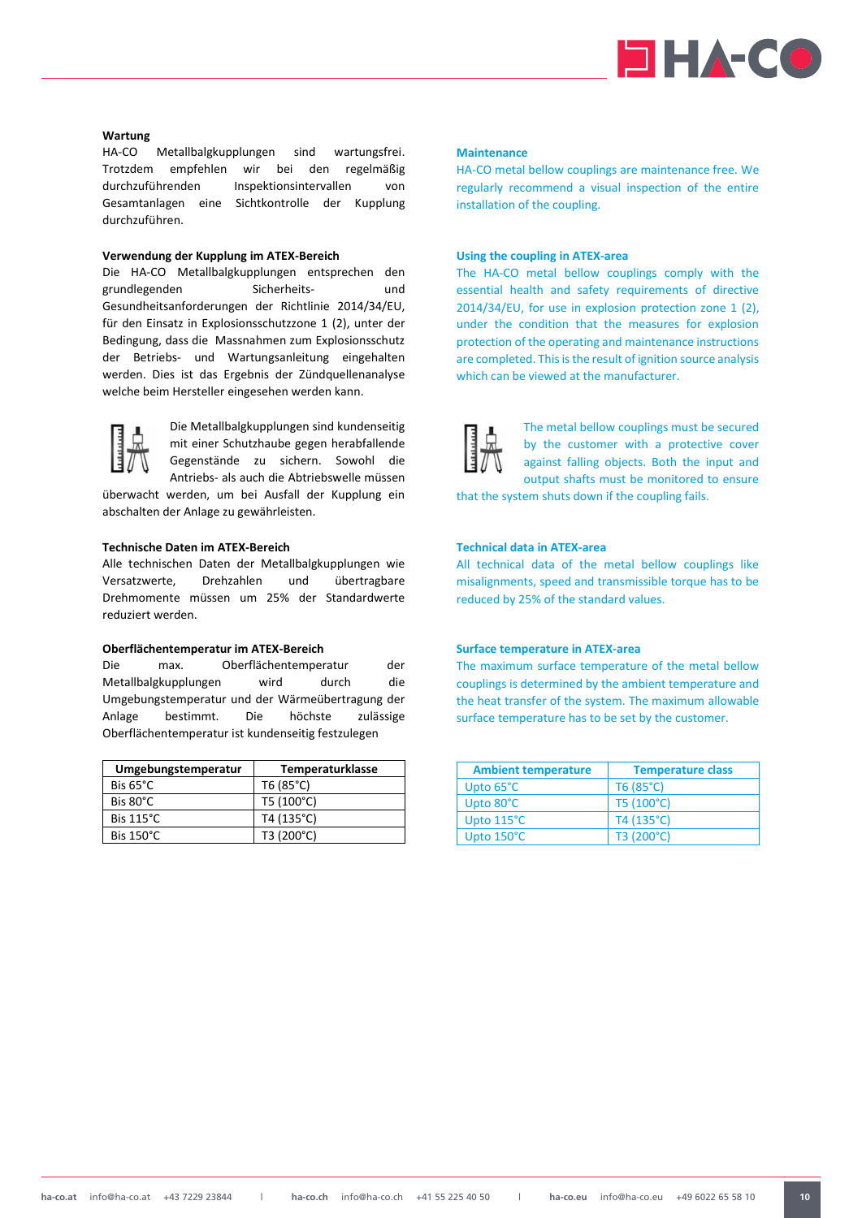**Wartung**

HA-CO Metallbalgkupplungen sind wartungsfrei. Trotzdem empfehlen wir bei den regelmäßig durchzuführenden Inspektionsintervallen von Gesamtanlagen eine Sichtkontrolle der Kupplung durchzuführen.

**Verwendung der Kupplung im ATEX-Bereich**

Die HA-CO Metallbalgkupplungen entsprechen den grundlegenden Sicherheits- und Gesundheitsanforderungen der Richtlinie 2014/34/EU, für den Einsatz in Explosionsschutzzone 1 (2), unter der Bedingung, dass die Massnahmen zum Explosionsschutz der Betriebs- und Wartungsanleitung eingehalten werden. Dies ist das Ergebnis der Zündquellenanalyse welche beim Hersteller eingesehen werden kann.

Die Metallbalgkupplungen sind kundenseitig mit einer Schutzhaube gegen herabfallende Gegenstände zu sichern. Sowohl die Antriebs- als auch die Abtriebswelle müssen überwacht werden, um bei Ausfall der Kupplung ein abschalten der Anlage zu gewährleisten.

**Technische Daten im ATEX-Bereich**

Alle technischen Daten der Metallbalgkupplungen wie Versatzwerte, Drehzahlen und übertragbare Drehmomente müssen um 25% der Standardwerte reduziert werden.

**Oberflächentemperatur im ATEX-Bereich**

Die max. Oberflächentemperatur der Metallbalgkupplungen wird durch die Umgebungstemperatur und der Wärmeübertragung der Anlage bestimmt. Die höchste zulässige Oberflächentemperatur ist kundenseitig festzulegen

| Umgebungstemperatur | Temperaturklasse |
|---|---|
| Bis 65°C | T6 (85°C) |
| Bis 80°C | T5 (100°C) |
| Bis 115°C | T4 (135°C) |
| Bis 150°C | T3 (200°C) |

**Maintenance**

HA-CO metal bellow couplings are maintenance free. We regularly recommend a visual inspection of the entire installation of the coupling.

**Using the coupling in ATEX-area**

The HA-CO metal bellow couplings comply with the essential health and safety requirements of directive 2014/34/EU, for use in explosion protection zone 1 (2), under the condition that the measures for explosion protection of the operating and maintenance instructions are completed. This is the result of ignition source analysis which can be viewed at the manufacturer.

The metal bellow couplings must be secured by the customer with a protective cover against falling objects. Both the input and output shafts must be monitored to ensure that the system shuts down if the coupling fails.

**Technical data in ATEX-area**

All technical data of the metal bellow couplings like misalignments, speed and transmissible torque has to be reduced by 25% of the standard values.

**Surface temperature in ATEX-area**

The maximum surface temperature of the metal bellow couplings is determined by the ambient temperature and the heat transfer of the system. The maximum allowable surface temperature has to be set by the customer.

| Ambient temperature | Temperature class |
|---|---|
| Upto 65°C | T6 (85°C) |
| Upto 80°C | T5 (100°C) |
| Upto 115°C | T4 (135°C) |
| Upto 150°C | T3 (200°C) |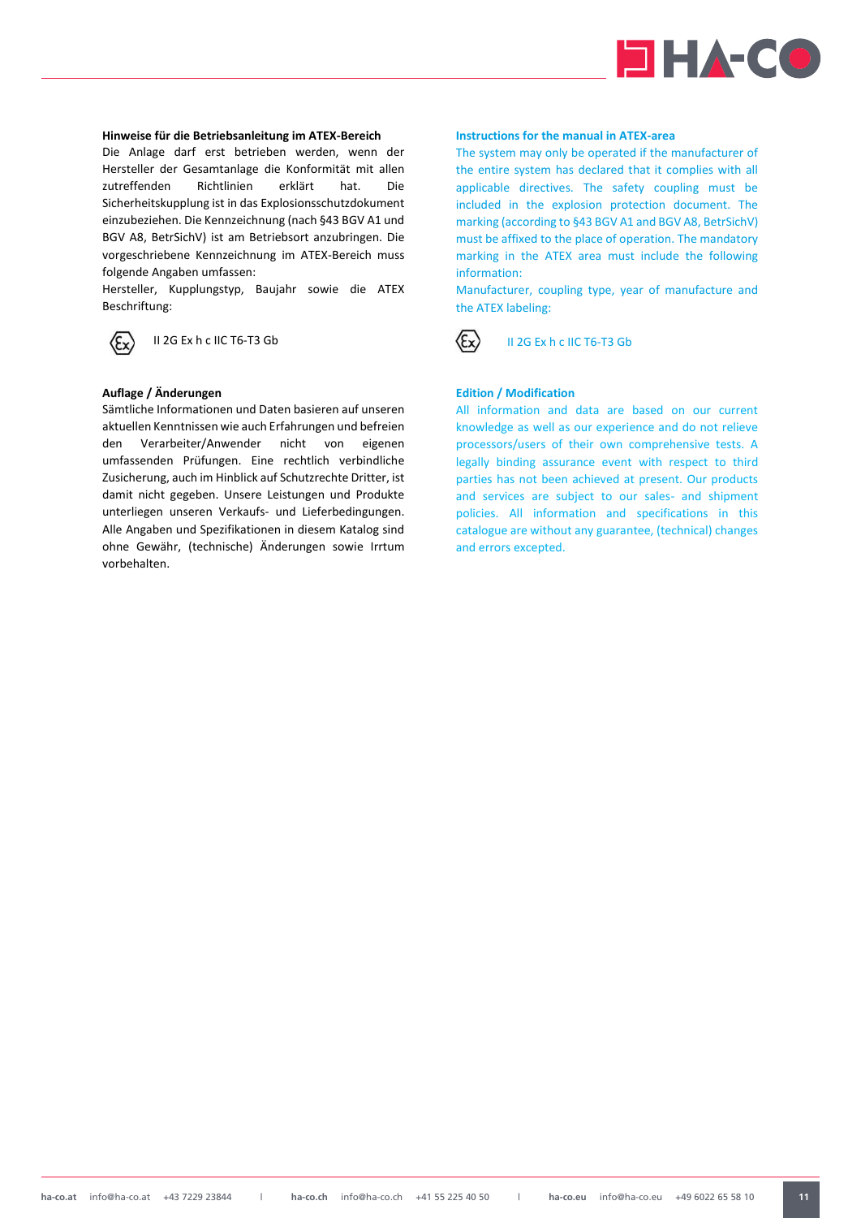**Hinweise für die Betriebsanleitung im ATEX-Bereich**

Die Anlage darf erst betrieben werden, wenn der Hersteller der Gesamtanlage die Konformität mit allen zutreffenden Richtlinien erklärt hat. Die Sicherheitskupplung ist in das Explosionsschutzdokument einzubeziehen. Die Kennzeichnung (nach §43 BGV A1 und BGV A8, BetrSichV) ist am Betriebsort anzubringen. Die vorgeschriebene Kennzeichnung im ATEX-Bereich muss folgende Angaben umfassen:

Hersteller, Kupplungstyp, Baujahr sowie die ATEX Beschriftung:

Ex II 2G Ex h c IIC T6-T3 Gb

**Auflage / Änderungen**

Sämtliche Informationen und Daten basieren auf unseren aktuellen Kenntnissen wie auch Erfahrungen und befreien den Verarbeiter/Anwender nicht von eigenen umfassenden Prüfungen. Eine rechtlich verbindliche Zusicherung, auch im Hinblick auf Schutzrechte Dritter, ist damit nicht gegeben. Unsere Leistungen und Produkte unterliegen unseren Verkaufs- und Lieferbedingungen. Alle Angaben und Spezifikationen in diesem Katalog sind ohne Gewähr, (technische) Änderungen sowie Irrtum vorbehalten.

**Instructions for the manual in ATEX-area**

The system may only be operated if the manufacturer of the entire system has declared that it complies with all applicable directives. The safety coupling must be included in the explosion protection document. The marking (according to §43 BGV A1 and BGV A8, BetrSichV) must be affixed to the place of operation. The mandatory marking in the ATEX area must include the following information:

Manufacturer, coupling type, year of manufacture and the ATEX labeling:

Ex II 2G Ex h c IIC T6-T3 Gb

**Edition / Modification**

All information and data are based on our current knowledge as well as our experience and do not relieve processors/users of their own comprehensive tests. A legally binding assurance event with respect to third parties has not been achieved at present. Our products and services are subject to our sales- and shipment policies. All information and specifications in this catalogue are without any guarantee, (technical) changes and errors excepted.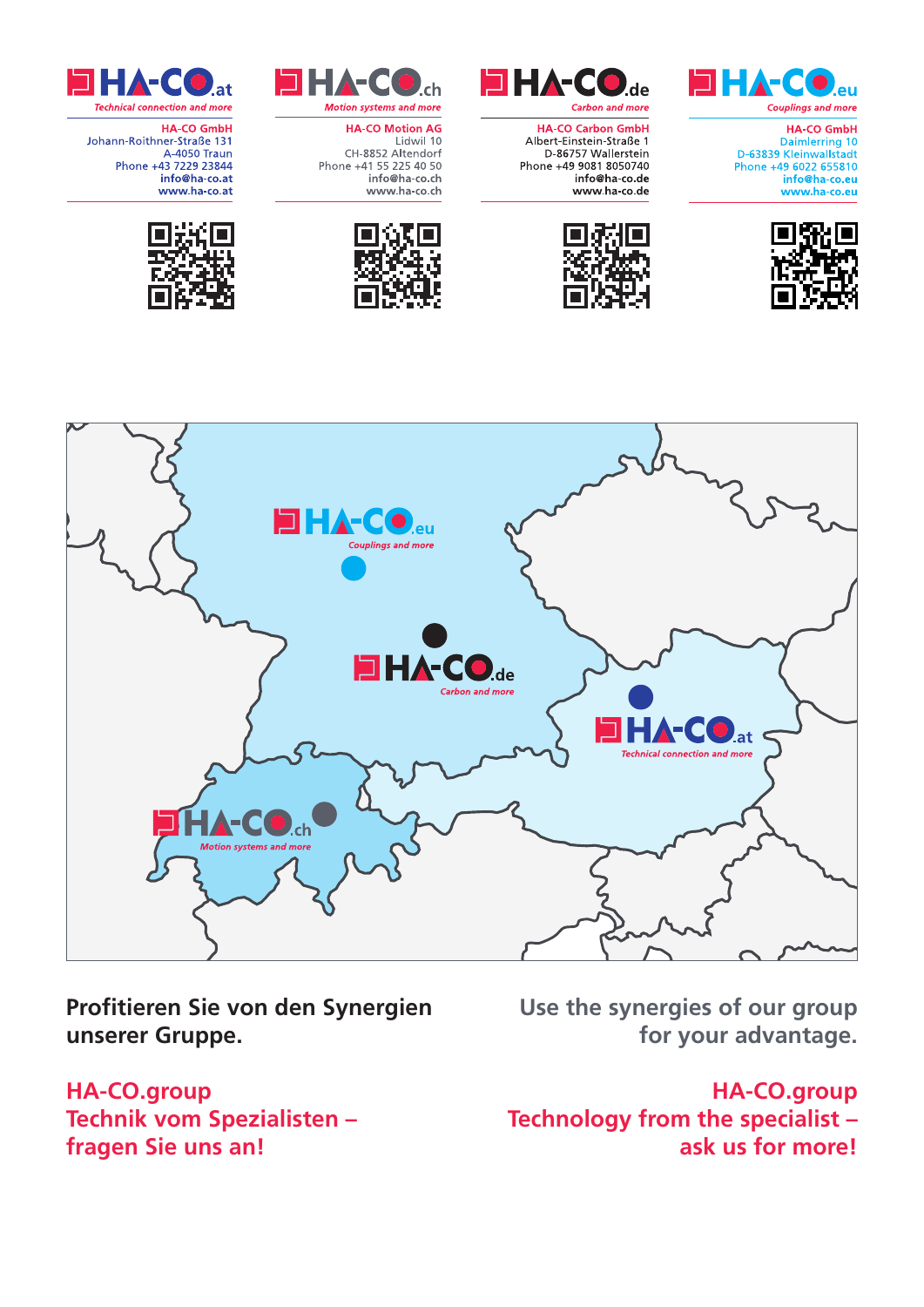HA-CO.at
*Technical connection and more*

**HA-CO GmbH**
Johann-Roithner-Straße 131
A-4050 Traun
Phone +43 7229 23844
**info@ha-co.at**
**www.ha-co.at**

HA-CO.ch
*Motion systems and more*

**HA-CO Motion AG**
Lidwil 10
CH-8852 Altendorf
Phone +41 55 225 40 50
info@ha-co.ch
www.ha-co.ch

HA-CO.de
*Carbon and more*

**HA-CO Carbon GmbH**
Albert-Einstein-Straße 1
D-86757 Wallerstein
Phone +49 9081 8050740
**info@ha-co.de**
**www.ha-co.de**

HA-CO.eu
*Couplings and more*

**HA-CO GmbH**
Daimlerring 10
D-63839 Kleinwallstadt
Phone +49 6022 655810
**info@ha-co.eu**
**www.ha-co.eu**

HA-CO.eu
Couplings and more

HA-CO.de
Carbon and more

HA-CO.at
Technical connection and more

HA-CO.ch
Motion systems and more

**Profitieren Sie von den Synergien unserer Gruppe.**

**Use the synergies of our group for your advantage.**

**HA-CO.group**
**Technik vom Spezialisten – fragen Sie uns an!**

**HA-CO.group**
**Technology from the specialist – ask us for more!**